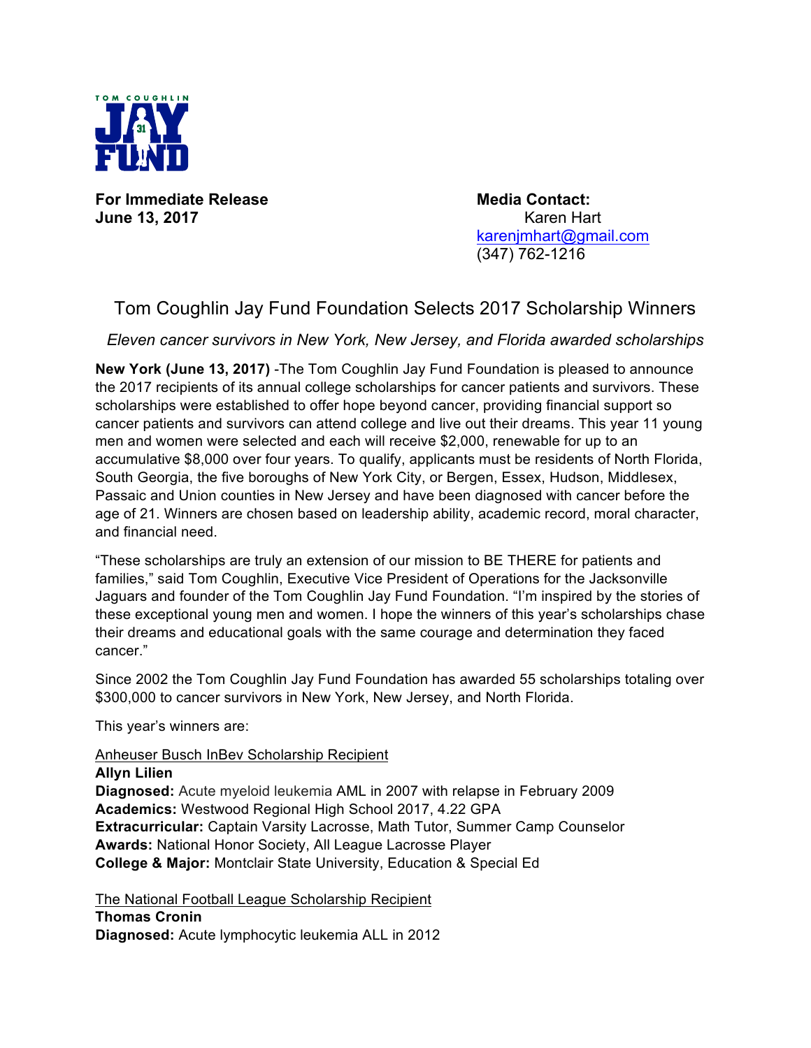**For Immediate Release**
**June 13, 2017**

**Media Contact:**
Karen Hart
karenjmhart@gmail.com
(347) 762-1216

# Tom Coughlin Jay Fund Foundation Selects 2017 Scholarship Winners

*Eleven cancer survivors in New York, New Jersey, and Florida awarded scholarships*

**New York (June 13, 2017)** -The Tom Coughlin Jay Fund Foundation is pleased to announce the 2017 recipients of its annual college scholarships for cancer patients and survivors. These scholarships were established to offer hope beyond cancer, providing financial support so cancer patients and survivors can attend college and live out their dreams. This year 11 young men and women were selected and each will receive $2,000, renewable for up to an accumulative $8,000 over four years. To qualify, applicants must be residents of North Florida, South Georgia, the five boroughs of New York City, or Bergen, Essex, Hudson, Middlesex, Passaic and Union counties in New Jersey and have been diagnosed with cancer before the age of 21. Winners are chosen based on leadership ability, academic record, moral character, and financial need.

"These scholarships are truly an extension of our mission to BE THERE for patients and families," said Tom Coughlin, Executive Vice President of Operations for the Jacksonville Jaguars and founder of the Tom Coughlin Jay Fund Foundation. "I'm inspired by the stories of these exceptional young men and women. I hope the winners of this year's scholarships chase their dreams and educational goals with the same courage and determination they faced cancer."

Since 2002 the Tom Coughlin Jay Fund Foundation has awarded 55 scholarships totaling over $300,000 to cancer survivors in New York, New Jersey, and North Florida.

This year's winners are:

<u>Anheuser Busch InBev Scholarship Recipient</u>
**Allyn Lilien**
**Diagnosed:** Acute myeloid leukemia AML in 2007 with relapse in February 2009
**Academics:** Westwood Regional High School 2017, 4.22 GPA
**Extracurricular:** Captain Varsity Lacrosse, Math Tutor, Summer Camp Counselor
**Awards:** National Honor Society, All League Lacrosse Player
**College & Major:** Montclair State University, Education & Special Ed

<u>The National Football League Scholarship Recipient</u>
**Thomas Cronin**
**Diagnosed:** Acute lymphocytic leukemia ALL in 2012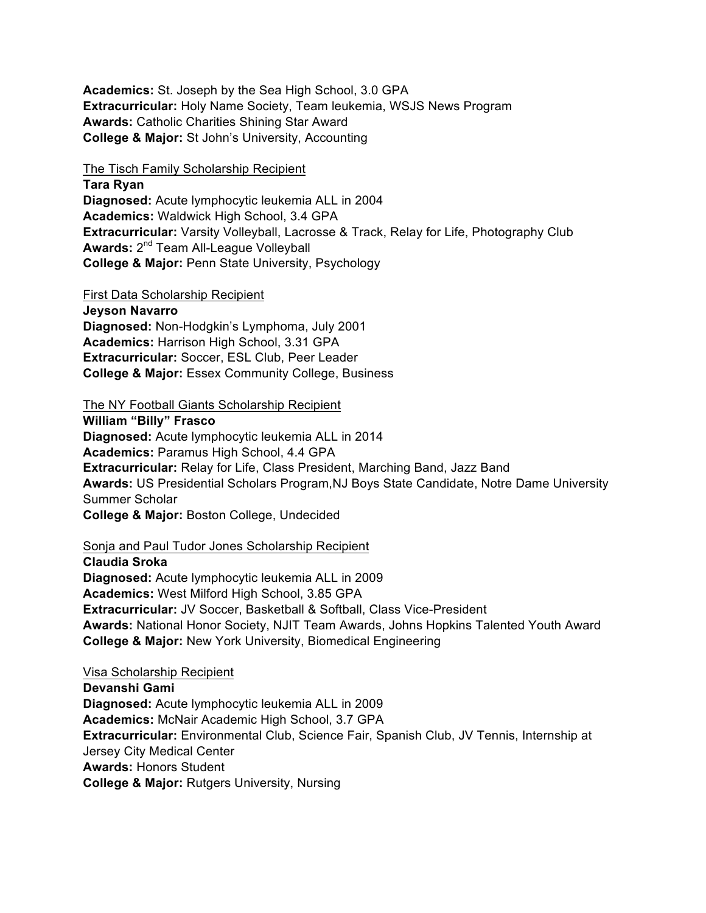**Academics:** St. Joseph by the Sea High School, 3.0 GPA
**Extracurricular:** Holy Name Society, Team leukemia, WSJS News Program
**Awards:** Catholic Charities Shining Star Award
**College & Major:** St John's University, Accounting

<u>The Tisch Family Scholarship Recipient</u>
**Tara Ryan**
**Diagnosed:** Acute lymphocytic leukemia ALL in 2004
**Academics:** Waldwick High School, 3.4 GPA
**Extracurricular:** Varsity Volleyball, Lacrosse & Track, Relay for Life, Photography Club
**Awards:** 2nd Team All-League Volleyball
**College & Major:** Penn State University, Psychology

<u>First Data Scholarship Recipient</u>
**Jeyson Navarro**
**Diagnosed:** Non-Hodgkin's Lymphoma, July 2001
**Academics:** Harrison High School, 3.31 GPA
**Extracurricular:** Soccer, ESL Club, Peer Leader
**College & Major:** Essex Community College, Business

<u>The NY Football Giants Scholarship Recipient</u>
**William "Billy" Frasco**
**Diagnosed:** Acute lymphocytic leukemia ALL in 2014
**Academics:** Paramus High School, 4.4 GPA
**Extracurricular:** Relay for Life, Class President, Marching Band, Jazz Band
**Awards:** US Presidential Scholars Program,NJ Boys State Candidate, Notre Dame University Summer Scholar
**College & Major:** Boston College, Undecided

<u>Sonja and Paul Tudor Jones Scholarship Recipient</u>
**Claudia Sroka**
**Diagnosed:** Acute lymphocytic leukemia ALL in 2009
**Academics:** West Milford High School, 3.85 GPA
**Extracurricular:** JV Soccer, Basketball & Softball, Class Vice-President
**Awards:** National Honor Society, NJIT Team Awards, Johns Hopkins Talented Youth Award
**College & Major:** New York University, Biomedical Engineering

<u>Visa Scholarship Recipient</u>
**Devanshi Gami**
**Diagnosed:** Acute lymphocytic leukemia ALL in 2009
**Academics:** McNair Academic High School, 3.7 GPA
**Extracurricular:** Environmental Club, Science Fair, Spanish Club, JV Tennis, Internship at Jersey City Medical Center
**Awards:** Honors Student
**College & Major:** Rutgers University, Nursing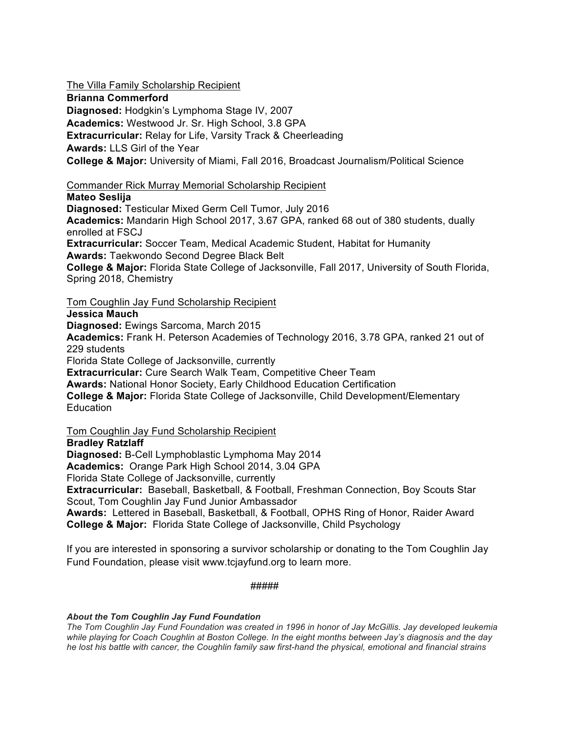The Villa Family Scholarship Recipient
**Brianna Commerford**
**Diagnosed:** Hodgkin's Lymphoma Stage IV, 2007
**Academics:** Westwood Jr. Sr. High School, 3.8 GPA
**Extracurricular:** Relay for Life, Varsity Track & Cheerleading
**Awards:** LLS Girl of the Year
**College & Major:** University of Miami, Fall 2016, Broadcast Journalism/Political Science

Commander Rick Murray Memorial Scholarship Recipient
**Mateo Seslija**
**Diagnosed:** Testicular Mixed Germ Cell Tumor, July 2016
**Academics:** Mandarin High School 2017, 3.67 GPA, ranked 68 out of 380 students, dually enrolled at FSCJ
**Extracurricular:** Soccer Team, Medical Academic Student, Habitat for Humanity
**Awards:** Taekwondo Second Degree Black Belt
**College & Major:** Florida State College of Jacksonville, Fall 2017, University of South Florida, Spring 2018, Chemistry

Tom Coughlin Jay Fund Scholarship Recipient
**Jessica Mauch**
**Diagnosed:** Ewings Sarcoma, March 2015
**Academics:** Frank H. Peterson Academies of Technology 2016, 3.78 GPA, ranked 21 out of 229 students
Florida State College of Jacksonville, currently
**Extracurricular:** Cure Search Walk Team, Competitive Cheer Team
**Awards:** National Honor Society, Early Childhood Education Certification
**College & Major:** Florida State College of Jacksonville, Child Development/Elementary Education

Tom Coughlin Jay Fund Scholarship Recipient
**Bradley Ratzlaff**
**Diagnosed:** B-Cell Lymphoblastic Lymphoma May 2014
**Academics:** Orange Park High School 2014, 3.04 GPA
Florida State College of Jacksonville, currently
**Extracurricular:** Baseball, Basketball, & Football, Freshman Connection, Boy Scouts Star Scout, Tom Coughlin Jay Fund Junior Ambassador
**Awards:** Lettered in Baseball, Basketball, & Football, OPHS Ring of Honor, Raider Award
**College & Major:** Florida State College of Jacksonville, Child Psychology

If you are interested in sponsoring a survivor scholarship or donating to the Tom Coughlin Jay Fund Foundation, please visit www.tcjayfund.org to learn more.

#####

***About the Tom Coughlin Jay Fund Foundation***
*The Tom Coughlin Jay Fund Foundation was created in 1996 in honor of Jay McGillis. Jay developed leukemia while playing for Coach Coughlin at Boston College. In the eight months between Jay's diagnosis and the day he lost his battle with cancer, the Coughlin family saw first-hand the physical, emotional and financial strains*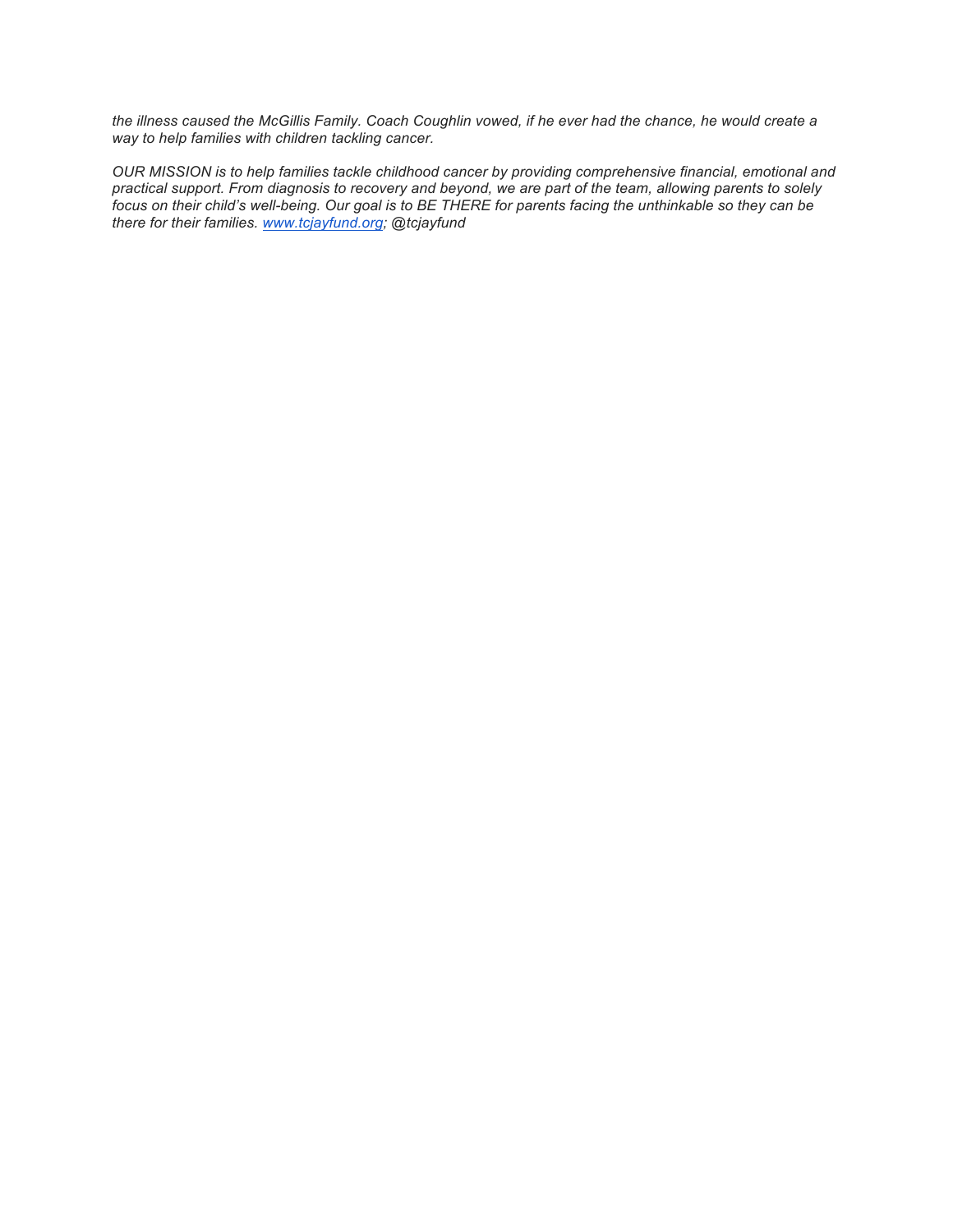*the illness caused the McGillis Family. Coach Coughlin vowed, if he ever had the chance, he would create a way to help families with children tackling cancer.*

*OUR MISSION is to help families tackle childhood cancer by providing comprehensive financial, emotional and practical support. From diagnosis to recovery and beyond, we are part of the team, allowing parents to solely focus on their child's well-being. Our goal is to BE THERE for parents facing the unthinkable so they can be there for their families. [www.tcjayfund.org](http://www.tcjayfund.org); @tcjayfund*